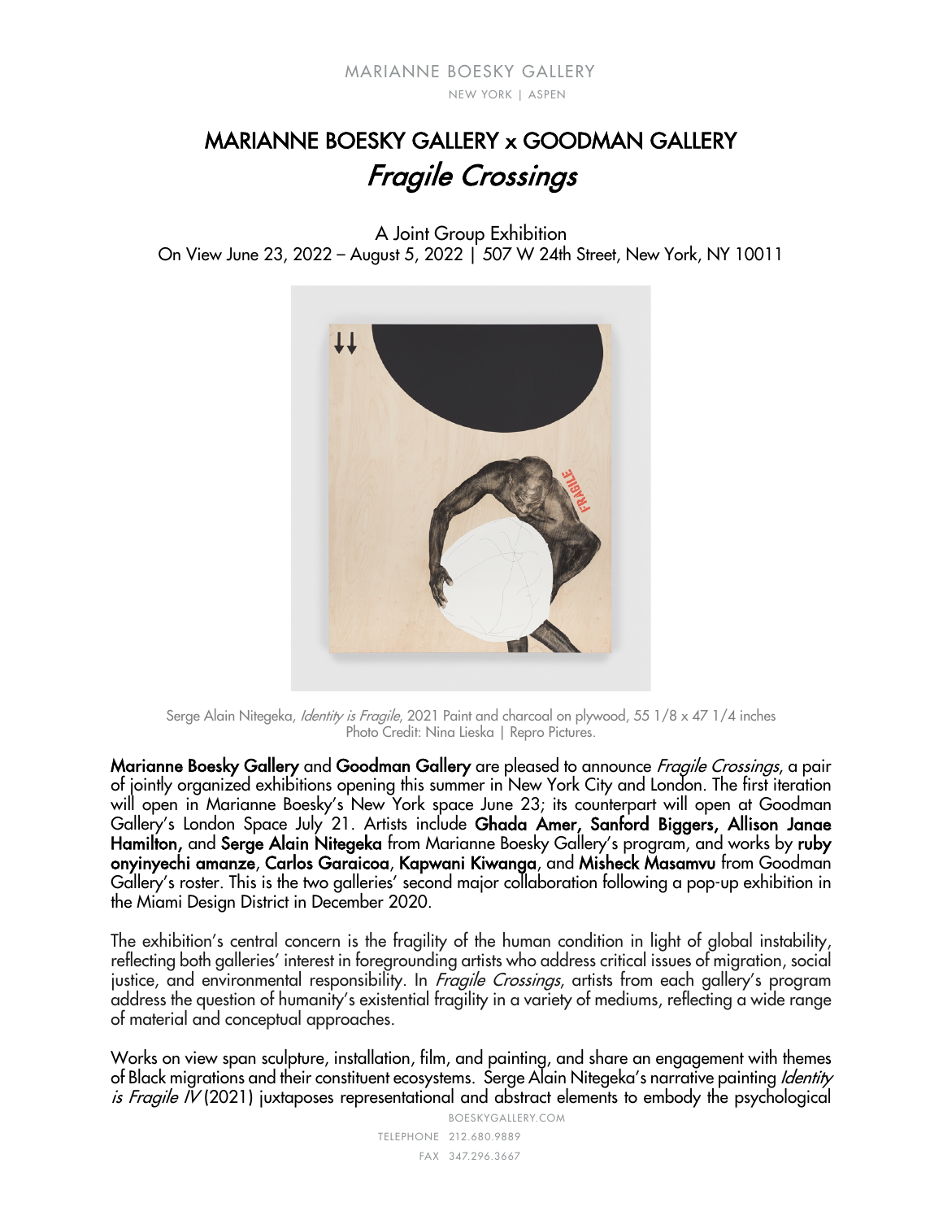MARIANNE BOESKY GALLERY

NEW YORK | ASPEN

# MARIANNE BOESKY GALLERY x GOODMAN GALLERY

## *Fragile Crossings*

A Joint Group Exhibition
On View June 23, 2022 – August 5, 2022 | 507 W 24th Street, New York, NY 10011

Serge Alain Nitegeka, *Identity is Fragile*, 2021 Paint and charcoal on plywood, 55 1/8 x 47 1/4 inches
Photo Credit: Nina Lieska | Repro Pictures.

**Marianne Boesky Gallery** and **Goodman Gallery** are pleased to announce *Fragile Crossings*, a pair of jointly organized exhibitions opening this summer in New York City and London. The first iteration will open in Marianne Boesky's New York space June 23; its counterpart will open at Goodman Gallery's London Space July 21. Artists include **Ghada Amer, Sanford Biggers, Allison Janae Hamilton,** and **Serge Alain Nitegeka** from Marianne Boesky Gallery's program, and works by **ruby onyinyechi amanze**, **Carlos Garaicoa**, **Kapwani Kiwanga**, and **Misheck Masamvu** from Goodman Gallery's roster. This is the two galleries' second major collaboration following a pop-up exhibition in the Miami Design District in December 2020.

The exhibition's central concern is the fragility of the human condition in light of global instability, reflecting both galleries' interest in foregrounding artists who address critical issues of migration, social justice, and environmental responsibility. In *Fragile Crossings*, artists from each gallery's program address the question of humanity's existential fragility in a variety of mediums, reflecting a wide range of material and conceptual approaches.

Works on view span sculpture, installation, film, and painting, and share an engagement with themes of Black migrations and their constituent ecosystems. Serge Alain Nitegeka's narrative painting *Identity is Fragile IV* (2021) juxtaposes representational and abstract elements to embody the psychological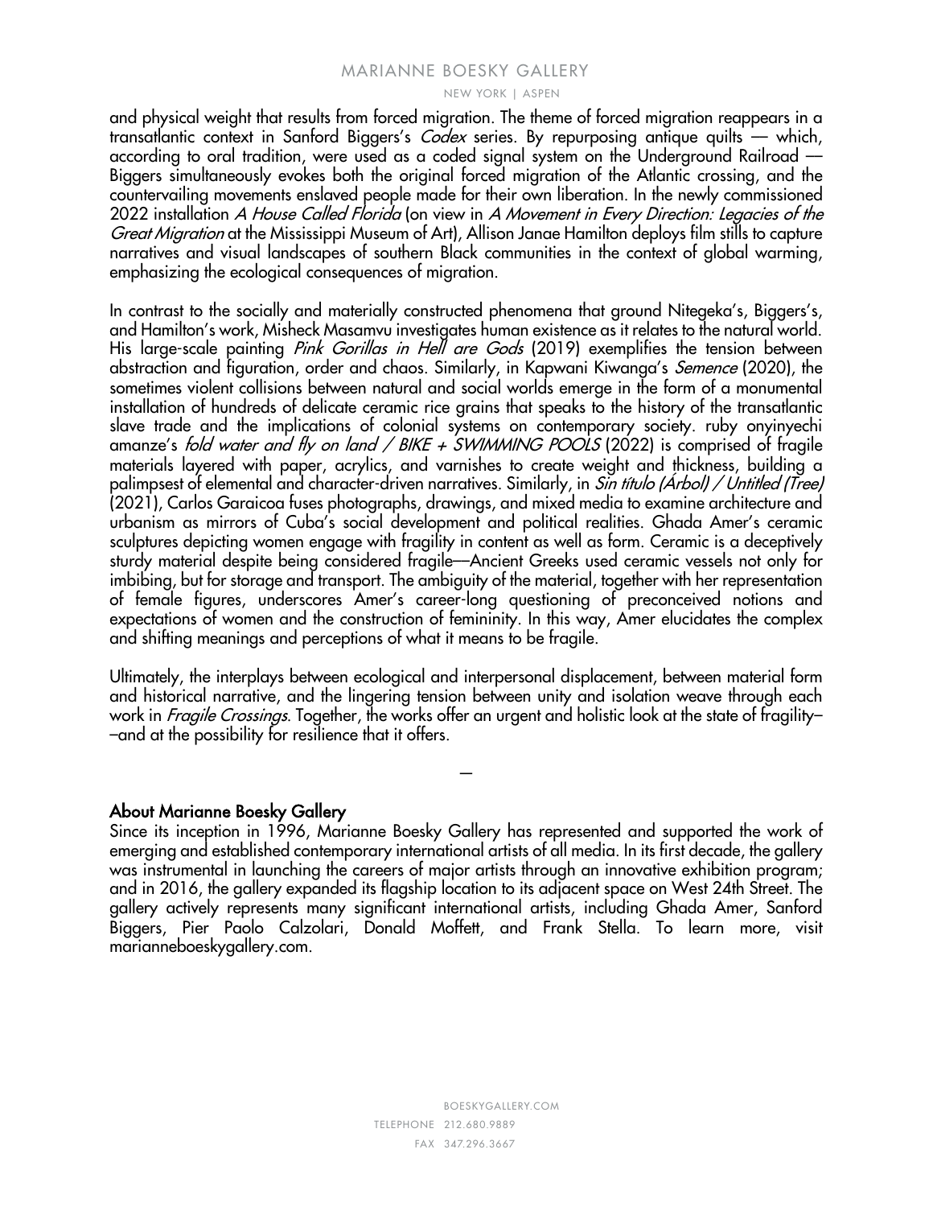and physical weight that results from forced migration. The theme of forced migration reappears in a transatlantic context in Sanford Biggers's *Codex* series. By repurposing antique quilts — which, according to oral tradition, were used as a coded signal system on the Underground Railroad — Biggers simultaneously evokes both the original forced migration of the Atlantic crossing, and the countervailing movements enslaved people made for their own liberation. In the newly commissioned 2022 installation *A House Called Florida* (on view in *A Movement in Every Direction: Legacies of the Great Migration* at the Mississippi Museum of Art), Allison Janae Hamilton deploys film stills to capture narratives and visual landscapes of southern Black communities in the context of global warming, emphasizing the ecological consequences of migration.

In contrast to the socially and materially constructed phenomena that ground Nitegeka's, Biggers's, and Hamilton's work, Misheck Masamvu investigates human existence as it relates to the natural world. His large-scale painting *Pink Gorillas in Hell are Gods* (2019) exemplifies the tension between abstraction and figuration, order and chaos. Similarly, in Kapwani Kiwanga's *Semence* (2020), the sometimes violent collisions between natural and social worlds emerge in the form of a monumental installation of hundreds of delicate ceramic rice grains that speaks to the history of the transatlantic slave trade and the implications of colonial systems on contemporary society. ruby onyinyechi amanze's *fold water and fly on land / BIKE + SWIMMING POOLS* (2022) is comprised of fragile materials layered with paper, acrylics, and varnishes to create weight and thickness, building a palimpsest of elemental and character-driven narratives. Similarly, in *Sin título (Árbol) / Untitled (Tree)* (2021), Carlos Garaicoa fuses photographs, drawings, and mixed media to examine architecture and urbanism as mirrors of Cuba's social development and political realities. Ghada Amer's ceramic sculptures depicting women engage with fragility in content as well as form. Ceramic is a deceptively sturdy material despite being considered fragile—Ancient Greeks used ceramic vessels not only for imbibing, but for storage and transport. The ambiguity of the material, together with her representation of female figures, underscores Amer's career-long questioning of preconceived notions and expectations of women and the construction of femininity. In this way, Amer elucidates the complex and shifting meanings and perceptions of what it means to be fragile.

Ultimately, the interplays between ecological and interpersonal displacement, between material form and historical narrative, and the lingering tension between unity and isolation weave through each work in *Fragile Crossings*. Together, the works offer an urgent and holistic look at the state of fragility——and at the possibility for resilience that it offers.

—

**About Marianne Boesky Gallery**

Since its inception in 1996, Marianne Boesky Gallery has represented and supported the work of emerging and established contemporary international artists of all media. In its first decade, the gallery was instrumental in launching the careers of major artists through an innovative exhibition program; and in 2016, the gallery expanded its flagship location to its adjacent space on West 24th Street. The gallery actively represents many significant international artists, including Ghada Amer, Sanford Biggers, Pier Paolo Calzolari, Donald Moffett, and Frank Stella. To learn more, visit marianneboeskygallery.com.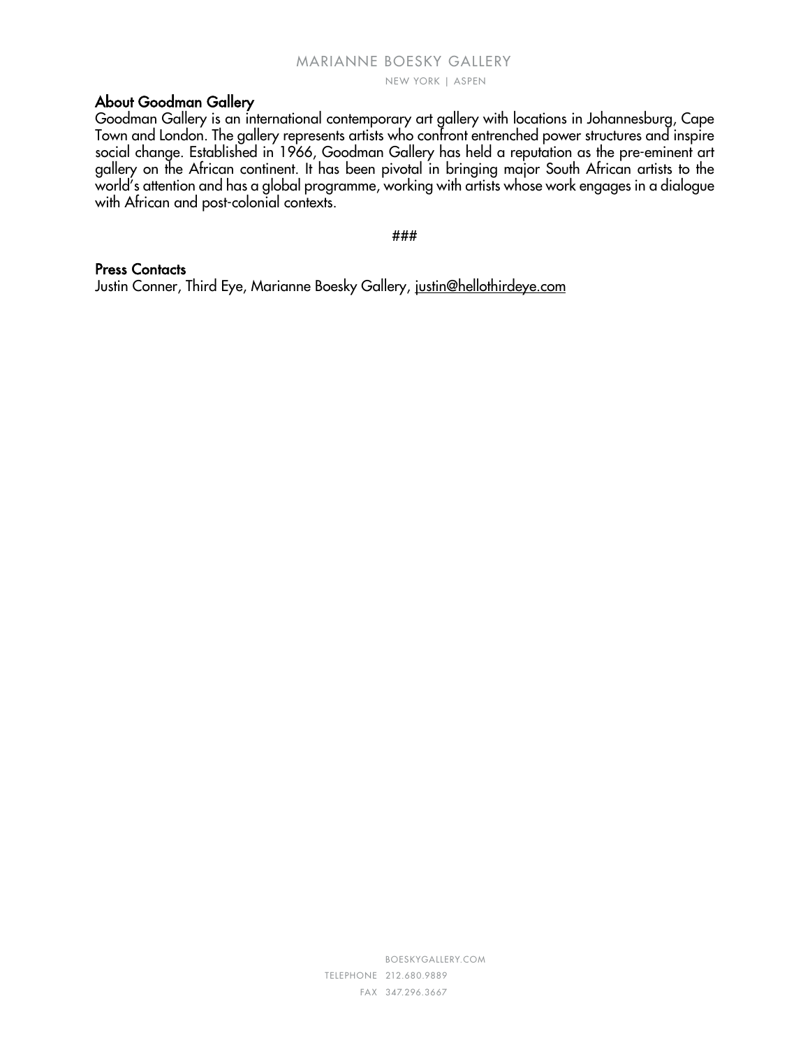**About Goodman Gallery**

Goodman Gallery is an international contemporary art gallery with locations in Johannesburg, Cape Town and London. The gallery represents artists who confront entrenched power structures and inspire social change. Established in 1966, Goodman Gallery has held a reputation as the pre-eminent art gallery on the African continent. It has been pivotal in bringing major South African artists to the world's attention and has a global programme, working with artists whose work engages in a dialogue with African and post-colonial contexts.

###

**Press Contacts**

Justin Conner, Third Eye, Marianne Boesky Gallery, justin@hellothirdeye.com